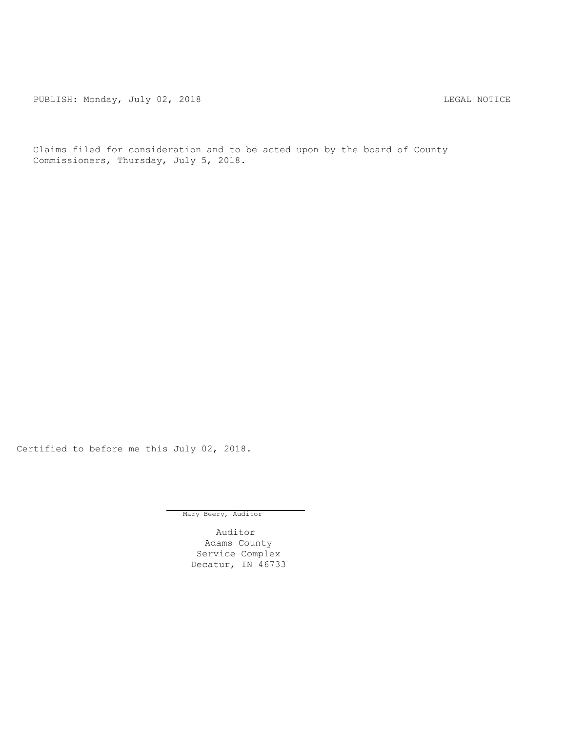PUBLISH: Monday, July 02, 2018 LEGAL NOTICE

Claims filed for consideration and to be acted upon by the board of County Commissioners, Thursday, July 5, 2018.

Certified to before me this July 02, 2018.

Mary Beery, Auditor

Auditor
Adams County
Service Complex
Decatur, IN 46733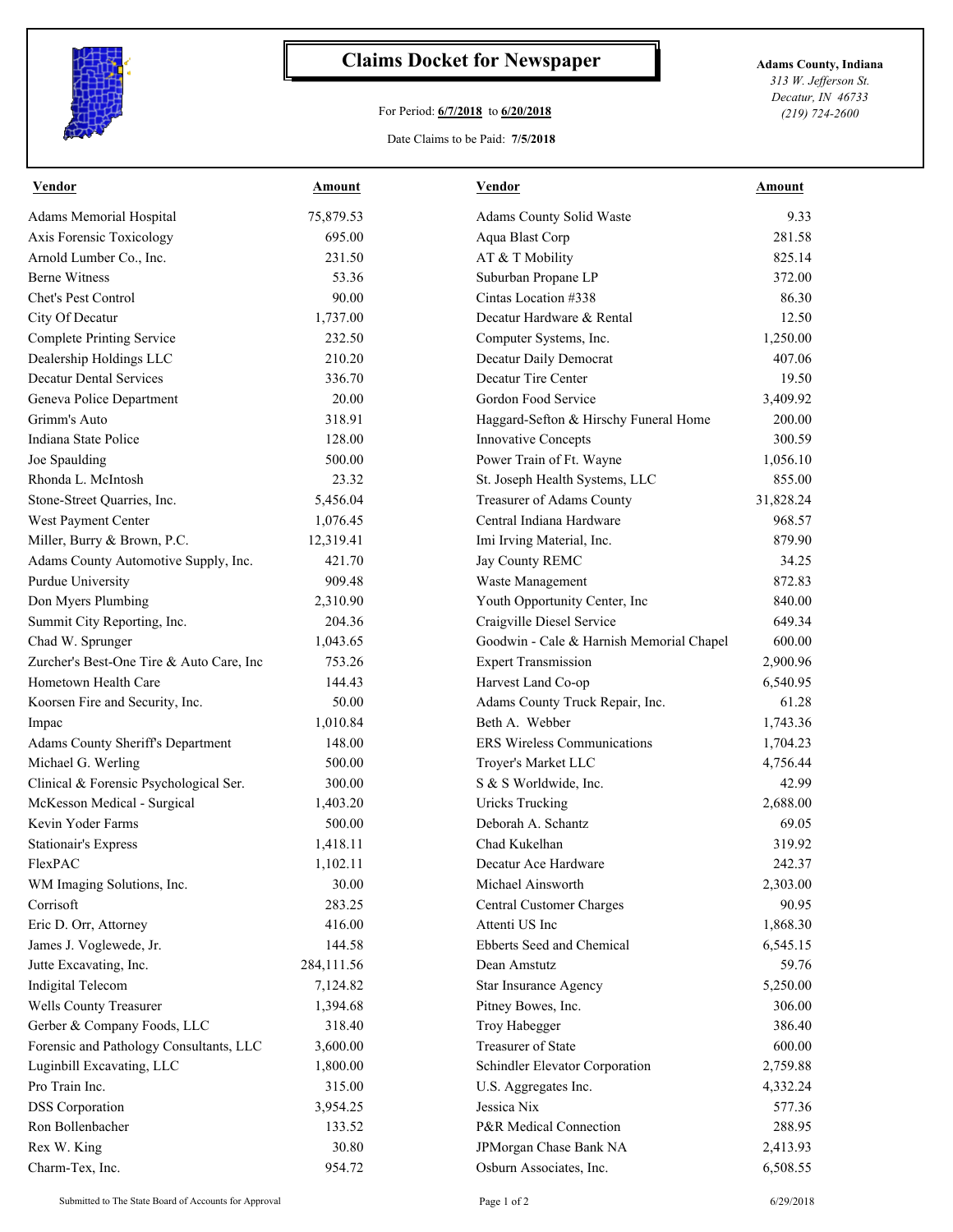# Claims Docket for Newspaper

For Period: **6/7/2018** to **6/20/2018**

Date Claims to be Paid: **7/5/2018**

**Adams County, Indiana**
*313 W. Jefferson St.*
*Decatur, IN 46733*
*(219) 724-2600*

| Vendor | Amount | Vendor | Amount |
|---|---|---|---|
| Adams Memorial Hospital | 75,879.53 | Adams County Solid Waste | 9.33 |
| Axis Forensic Toxicology | 695.00 | Aqua Blast Corp | 281.58 |
| Arnold Lumber Co., Inc. | 231.50 | AT & T Mobility | 825.14 |
| Berne Witness | 53.36 | Suburban Propane LP | 372.00 |
| Chet's Pest Control | 90.00 | Cintas Location #338 | 86.30 |
| City Of Decatur | 1,737.00 | Decatur Hardware & Rental | 12.50 |
| Complete Printing Service | 232.50 | Computer Systems, Inc. | 1,250.00 |
| Dealership Holdings LLC | 210.20 | Decatur Daily Democrat | 407.06 |
| Decatur Dental Services | 336.70 | Decatur Tire Center | 19.50 |
| Geneva Police Department | 20.00 | Gordon Food Service | 3,409.92 |
| Grimm's Auto | 318.91 | Haggard-Sefton & Hirschy Funeral Home | 200.00 |
| Indiana State Police | 128.00 | Innovative Concepts | 300.59 |
| Joe Spaulding | 500.00 | Power Train of Ft. Wayne | 1,056.10 |
| Rhonda L. McIntosh | 23.32 | St. Joseph Health Systems, LLC | 855.00 |
| Stone-Street Quarries, Inc. | 5,456.04 | Treasurer of Adams County | 31,828.24 |
| West Payment Center | 1,076.45 | Central Indiana Hardware | 968.57 |
| Miller, Burry & Brown, P.C. | 12,319.41 | Imi Irving Material, Inc. | 879.90 |
| Adams County Automotive Supply, Inc. | 421.70 | Jay County REMC | 34.25 |
| Purdue University | 909.48 | Waste Management | 872.83 |
| Don Myers Plumbing | 2,310.90 | Youth Opportunity Center, Inc | 840.00 |
| Summit City Reporting, Inc. | 204.36 | Craigville Diesel Service | 649.34 |
| Chad W. Sprunger | 1,043.65 | Goodwin - Cale & Harnish Memorial Chapel | 600.00 |
| Zurcher's Best-One Tire & Auto Care, Inc | 753.26 | Expert Transmission | 2,900.96 |
| Hometown Health Care | 144.43 | Harvest Land Co-op | 6,540.95 |
| Koorsen Fire and Security, Inc. | 50.00 | Adams County Truck Repair, Inc. | 61.28 |
| Impac | 1,010.84 | Beth A. Webber | 1,743.36 |
| Adams County Sheriff's Department | 148.00 | ERS Wireless Communications | 1,704.23 |
| Michael G. Werling | 500.00 | Troyer's Market LLC | 4,756.44 |
| Clinical & Forensic Psychological Ser. | 300.00 | S & S Worldwide, Inc. | 42.99 |
| McKesson Medical - Surgical | 1,403.20 | Uricks Trucking | 2,688.00 |
| Kevin Yoder Farms | 500.00 | Deborah A. Schantz | 69.05 |
| Stationair's Express | 1,418.11 | Chad Kukelhan | 319.92 |
| FlexPAC | 1,102.11 | Decatur Ace Hardware | 242.37 |
| WM Imaging Solutions, Inc. | 30.00 | Michael Ainsworth | 2,303.00 |
| Corrisoft | 283.25 | Central Customer Charges | 90.95 |
| Eric D. Orr, Attorney | 416.00 | Attenti US Inc | 1,868.30 |
| James J. Voglewede, Jr. | 144.58 | Ebberts Seed and Chemical | 6,545.15 |
| Jutte Excavating, Inc. | 284,111.56 | Dean Amstutz | 59.76 |
| Indigital Telecom | 7,124.82 | Star Insurance Agency | 5,250.00 |
| Wells County Treasurer | 1,394.68 | Pitney Bowes, Inc. | 306.00 |
| Gerber & Company Foods, LLC | 318.40 | Troy Habegger | 386.40 |
| Forensic and Pathology Consultants, LLC | 3,600.00 | Treasurer of State | 600.00 |
| Luginbill Excavating, LLC | 1,800.00 | Schindler Elevator Corporation | 2,759.88 |
| Pro Train Inc. | 315.00 | U.S. Aggregates Inc. | 4,332.24 |
| DSS Corporation | 3,954.25 | Jessica Nix | 577.36 |
| Ron Bollenbacher | 133.52 | P&R Medical Connection | 288.95 |
| Rex W. King | 30.80 | JPMorgan Chase Bank NA | 2,413.93 |
| Charm-Tex, Inc. | 954.72 | Osburn Associates, Inc. | 6,508.55 |

Submitted to The State Board of Accounts for Approval — 6/29/2018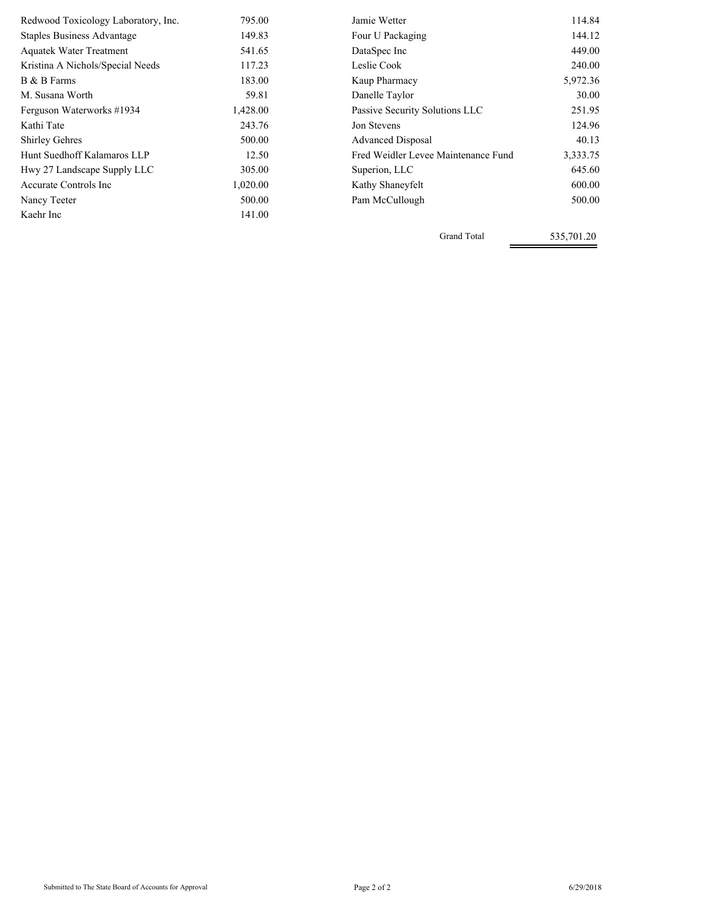| | | | |
|---|---|---|---|
| Redwood Toxicology Laboratory, Inc. | 795.00 | Jamie Wetter | 114.84 |
| Staples Business Advantage | 149.83 | Four U Packaging | 144.12 |
| Aquatek Water Treatment | 541.65 | DataSpec Inc | 449.00 |
| Kristina A Nichols/Special Needs | 117.23 | Leslie Cook | 240.00 |
| B & B Farms | 183.00 | Kaup Pharmacy | 5,972.36 |
| M. Susana Worth | 59.81 | Danelle Taylor | 30.00 |
| Ferguson Waterworks #1934 | 1,428.00 | Passive Security Solutions LLC | 251.95 |
| Kathi Tate | 243.76 | Jon Stevens | 124.96 |
| Shirley Gehres | 500.00 | Advanced Disposal | 40.13 |
| Hunt Suedhoff Kalamaros LLP | 12.50 | Fred Weidler Levee Maintenance Fund | 3,333.75 |
| Hwy 27 Landscape Supply LLC | 305.00 | Superion, LLC | 645.60 |
| Accurate Controls Inc | 1,020.00 | Kathy Shaneyfelt | 600.00 |
| Nancy Teeter | 500.00 | Pam McCullough | 500.00 |
| Kaehr Inc | 141.00 | | |
| | | Grand Total | 535,701.20 |

Submitted to The State Board of Accounts for Approval

6/29/2018